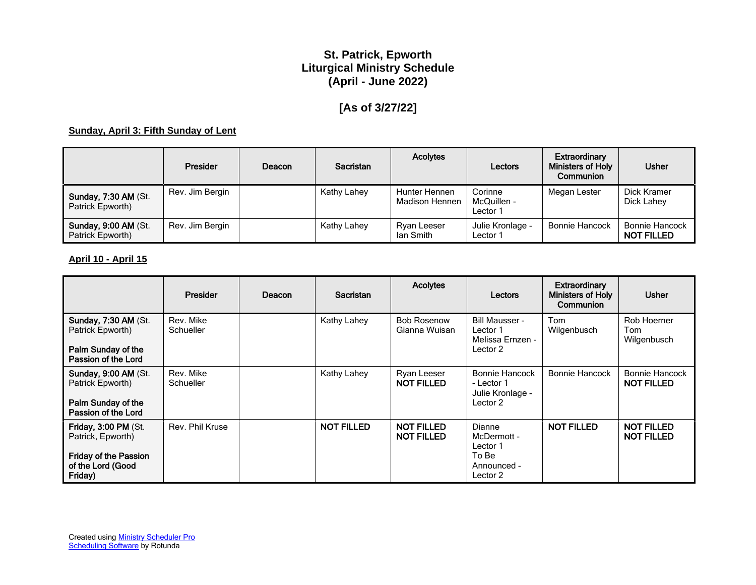# St. Patrick, Epworth
# Liturgical Ministry Schedule
# (April - June 2022)

## [As of 3/27/22]

**Sunday, April 3: Fifth Sunday of Lent**

| | Presider | Deacon | Sacristan | Acolytes | Lectors | Extraordinary Ministers of Holy Communion | Usher |
|---|---|---|---|---|---|---|---|
| **Sunday, 7:30 AM** (St. Patrick Epworth) | Rev. Jim Bergin | | Kathy Lahey | Hunter Hennen<br>Madison Hennen | Corinne McQuillen - Lector 1 | Megan Lester | Dick Kramer<br>Dick Lahey |
| **Sunday, 9:00 AM** (St. Patrick Epworth) | Rev. Jim Bergin | | Kathy Lahey | Ryan Leeser<br>Ian Smith | Julie Kronlage - Lector 1 | Bonnie Hancock | Bonnie Hancock<br>**NOT FILLED** |

**April 10 - April 15**

| | Presider | Deacon | Sacristan | Acolytes | Lectors | Extraordinary Ministers of Holy Communion | Usher |
|---|---|---|---|---|---|---|---|
| **Sunday, 7:30 AM** (St. Patrick Epworth)<br><br>**Palm Sunday of the Passion of the Lord** | Rev. Mike Schueller | | Kathy Lahey | Bob Rosenow<br>Gianna Wuisan | Bill Mausser - Lector 1<br>Melissa Ernzen - Lector 2 | Tom Wilgenbusch | Rob Hoerner<br>Tom Wilgenbusch |
| **Sunday, 9:00 AM** (St. Patrick Epworth)<br><br>**Palm Sunday of the Passion of the Lord** | Rev. Mike Schueller | | Kathy Lahey | Ryan Leeser<br>**NOT FILLED** | Bonnie Hancock - Lector 1<br>Julie Kronlage - Lector 2 | Bonnie Hancock | Bonnie Hancock<br>**NOT FILLED** |
| **Friday, 3:00 PM** (St. Patrick, Epworth)<br><br>**Friday of the Passion of the Lord (Good Friday)** | Rev. Phil Kruse | | **NOT FILLED** | **NOT FILLED**<br>**NOT FILLED** | Dianne McDermott - Lector 1<br>To Be Announced - Lector 2 | **NOT FILLED** | **NOT FILLED**<br>**NOT FILLED** |

Created using [Ministry Scheduler Pro Scheduling Software]() by Rotunda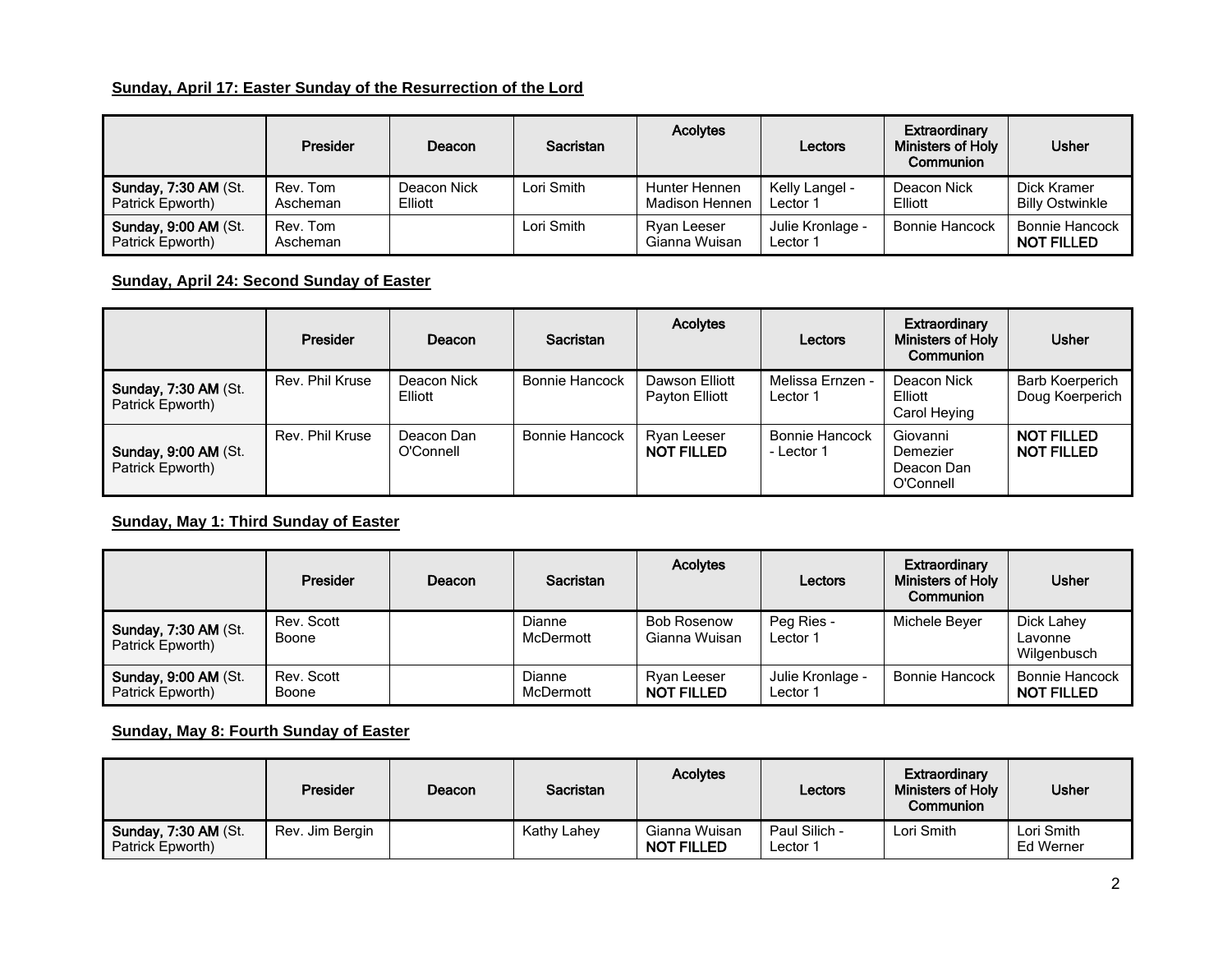**Sunday, April 17: Easter Sunday of the Resurrection of the Lord**

| | Presider | Deacon | Sacristan | Acolytes | Lectors | Extraordinary Ministers of Holy Communion | Usher |
|---|---|---|---|---|---|---|---|
| **Sunday, 7:30 AM** (St. Patrick Epworth) | Rev. Tom Ascheman | Deacon Nick Elliott | Lori Smith | Hunter Hennen<br>Madison Hennen | Kelly Langel - Lector 1 | Deacon Nick Elliott | Dick Kramer<br>Billy Ostwinkle |
| **Sunday, 9:00 AM** (St. Patrick Epworth) | Rev. Tom Ascheman | | Lori Smith | Ryan Leeser<br>Gianna Wuisan | Julie Kronlage - Lector 1 | Bonnie Hancock | Bonnie Hancock<br>**NOT FILLED** |

**Sunday, April 24: Second Sunday of Easter**

| | Presider | Deacon | Sacristan | Acolytes | Lectors | Extraordinary Ministers of Holy Communion | Usher |
|---|---|---|---|---|---|---|---|
| **Sunday, 7:30 AM** (St. Patrick Epworth) | Rev. Phil Kruse | Deacon Nick Elliott | Bonnie Hancock | Dawson Elliott<br>Payton Elliott | Melissa Ernzen - Lector 1 | Deacon Nick Elliott<br>Carol Heying | Barb Koerperich<br>Doug Koerperich |
| **Sunday, 9:00 AM** (St. Patrick Epworth) | Rev. Phil Kruse | Deacon Dan O'Connell | Bonnie Hancock | Ryan Leeser<br>**NOT FILLED** | Bonnie Hancock - Lector 1 | Giovanni Demezier<br>Deacon Dan O'Connell | **NOT FILLED**<br>**NOT FILLED** |

**Sunday, May 1: Third Sunday of Easter**

| | Presider | Deacon | Sacristan | Acolytes | Lectors | Extraordinary Ministers of Holy Communion | Usher |
|---|---|---|---|---|---|---|---|
| **Sunday, 7:30 AM** (St. Patrick Epworth) | Rev. Scott Boone | | Dianne McDermott | Bob Rosenow<br>Gianna Wuisan | Peg Ries - Lector 1 | Michele Beyer | Dick Lahey<br>Lavonne Wilgenbusch |
| **Sunday, 9:00 AM** (St. Patrick Epworth) | Rev. Scott Boone | | Dianne McDermott | Ryan Leeser<br>**NOT FILLED** | Julie Kronlage - Lector 1 | Bonnie Hancock | Bonnie Hancock<br>**NOT FILLED** |

**Sunday, May 8: Fourth Sunday of Easter**

| | Presider | Deacon | Sacristan | Acolytes | Lectors | Extraordinary Ministers of Holy Communion | Usher |
|---|---|---|---|---|---|---|---|
| **Sunday, 7:30 AM** (St. Patrick Epworth) | Rev. Jim Bergin | | Kathy Lahey | Gianna Wuisan<br>**NOT FILLED** | Paul Silich - Lector 1 | Lori Smith | Lori Smith<br>Ed Werner |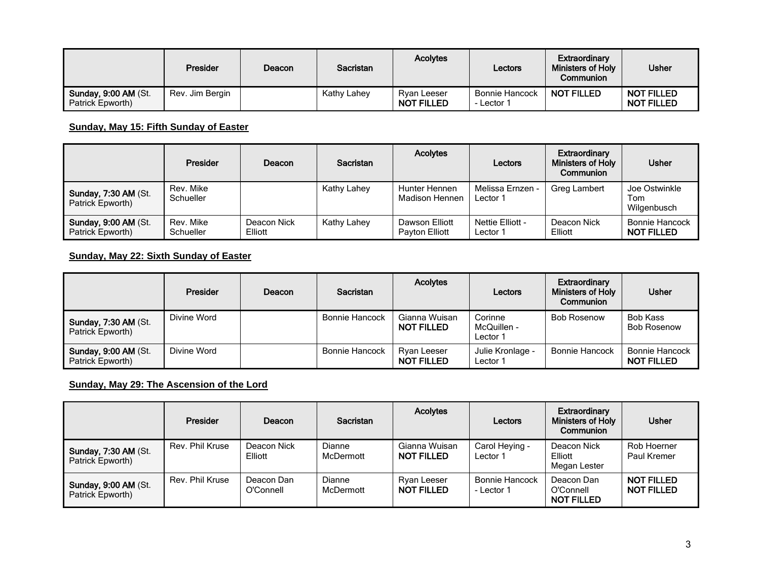| | Presider | Deacon | Sacristan | Acolytes | Lectors | Extraordinary Ministers of Holy Communion | Usher |
|---|---|---|---|---|---|---|---|
| **Sunday, 9:00 AM** (St. Patrick Epworth) | Rev. Jim Bergin | | Kathy Lahey | Ryan Leeser **NOT FILLED** | Bonnie Hancock - Lector 1 | **NOT FILLED** | **NOT FILLED** **NOT FILLED** |

**Sunday, May 15: Fifth Sunday of Easter**

| | Presider | Deacon | Sacristan | Acolytes | Lectors | Extraordinary Ministers of Holy Communion | Usher |
|---|---|---|---|---|---|---|---|
| **Sunday, 7:30 AM** (St. Patrick Epworth) | Rev. Mike Schueller | | Kathy Lahey | Hunter Hennen Madison Hennen | Melissa Ernzen - Lector 1 | Greg Lambert | Joe Ostwinkle Tom Wilgenbusch |
| **Sunday, 9:00 AM** (St. Patrick Epworth) | Rev. Mike Schueller | Deacon Nick Elliott | Kathy Lahey | Dawson Elliott Payton Elliott | Nettie Elliott - Lector 1 | Deacon Nick Elliott | Bonnie Hancock **NOT FILLED** |

**Sunday, May 22: Sixth Sunday of Easter**

| | Presider | Deacon | Sacristan | Acolytes | Lectors | Extraordinary Ministers of Holy Communion | Usher |
|---|---|---|---|---|---|---|---|
| **Sunday, 7:30 AM** (St. Patrick Epworth) | Divine Word | | Bonnie Hancock | Gianna Wuisan **NOT FILLED** | Corinne McQuillen - Lector 1 | Bob Rosenow | Bob Kass Bob Rosenow |
| **Sunday, 9:00 AM** (St. Patrick Epworth) | Divine Word | | Bonnie Hancock | Ryan Leeser **NOT FILLED** | Julie Kronlage - Lector 1 | Bonnie Hancock | Bonnie Hancock **NOT FILLED** |

**Sunday, May 29: The Ascension of the Lord**

| | Presider | Deacon | Sacristan | Acolytes | Lectors | Extraordinary Ministers of Holy Communion | Usher |
|---|---|---|---|---|---|---|---|
| **Sunday, 7:30 AM** (St. Patrick Epworth) | Rev. Phil Kruse | Deacon Nick Elliott | Dianne McDermott | Gianna Wuisan **NOT FILLED** | Carol Heying - Lector 1 | Deacon Nick Elliott Megan Lester | Rob Hoerner Paul Kremer |
| **Sunday, 9:00 AM** (St. Patrick Epworth) | Rev. Phil Kruse | Deacon Dan O'Connell | Dianne McDermott | Ryan Leeser **NOT FILLED** | Bonnie Hancock - Lector 1 | Deacon Dan O'Connell **NOT FILLED** | **NOT FILLED** **NOT FILLED** |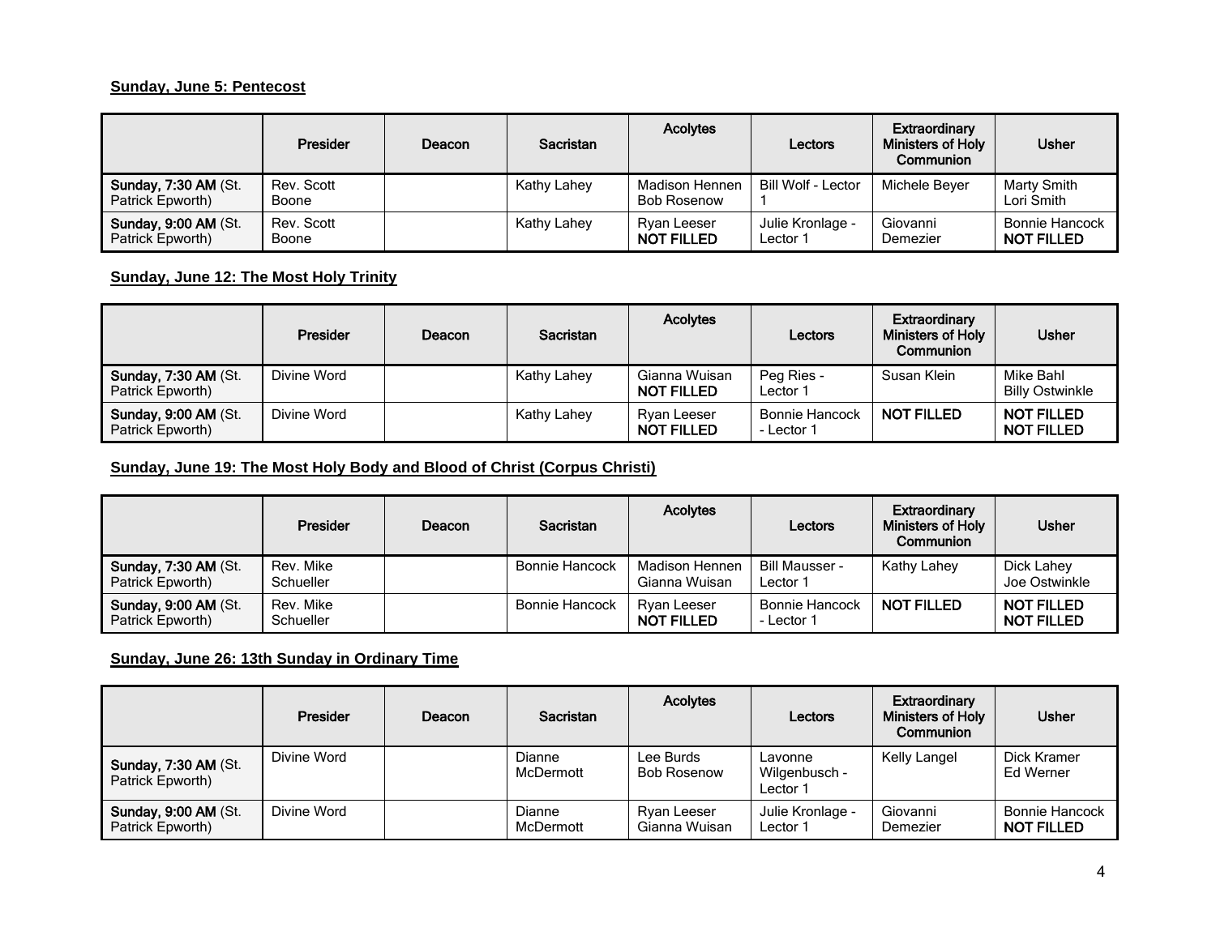**Sunday, June 5: Pentecost**

| | Presider | Deacon | Sacristan | Acolytes | Lectors | Extraordinary Ministers of Holy Communion | Usher |
|---|---|---|---|---|---|---|---|
| **Sunday, 7:30 AM** (St. Patrick Epworth) | Rev. Scott Boone | | Kathy Lahey | Madison Hennen<br>Bob Rosenow | Bill Wolf - Lector 1 | Michele Beyer | Marty Smith<br>Lori Smith |
| **Sunday, 9:00 AM** (St. Patrick Epworth) | Rev. Scott Boone | | Kathy Lahey | Ryan Leeser<br>**NOT FILLED** | Julie Kronlage - Lector 1 | Giovanni Demezier | Bonnie Hancock<br>**NOT FILLED** |

**Sunday, June 12: The Most Holy Trinity**

| | Presider | Deacon | Sacristan | Acolytes | Lectors | Extraordinary Ministers of Holy Communion | Usher |
|---|---|---|---|---|---|---|---|
| **Sunday, 7:30 AM** (St. Patrick Epworth) | Divine Word | | Kathy Lahey | Gianna Wuisan<br>**NOT FILLED** | Peg Ries - Lector 1 | Susan Klein | Mike Bahl<br>Billy Ostwinkle |
| **Sunday, 9:00 AM** (St. Patrick Epworth) | Divine Word | | Kathy Lahey | Ryan Leeser<br>**NOT FILLED** | Bonnie Hancock - Lector 1 | **NOT FILLED** | **NOT FILLED**<br>**NOT FILLED** |

**Sunday, June 19: The Most Holy Body and Blood of Christ (Corpus Christi)**

| | Presider | Deacon | Sacristan | Acolytes | Lectors | Extraordinary Ministers of Holy Communion | Usher |
|---|---|---|---|---|---|---|---|
| **Sunday, 7:30 AM** (St. Patrick Epworth) | Rev. Mike Schueller | | Bonnie Hancock | Madison Hennen<br>Gianna Wuisan | Bill Mausser - Lector 1 | Kathy Lahey | Dick Lahey<br>Joe Ostwinkle |
| **Sunday, 9:00 AM** (St. Patrick Epworth) | Rev. Mike Schueller | | Bonnie Hancock | Ryan Leeser<br>**NOT FILLED** | Bonnie Hancock - Lector 1 | **NOT FILLED** | **NOT FILLED**<br>**NOT FILLED** |

**Sunday, June 26: 13th Sunday in Ordinary Time**

| | Presider | Deacon | Sacristan | Acolytes | Lectors | Extraordinary Ministers of Holy Communion | Usher |
|---|---|---|---|---|---|---|---|
| **Sunday, 7:30 AM** (St. Patrick Epworth) | Divine Word | | Dianne McDermott | Lee Burds<br>Bob Rosenow | Lavonne Wilgenbusch - Lector 1 | Kelly Langel | Dick Kramer<br>Ed Werner |
| **Sunday, 9:00 AM** (St. Patrick Epworth) | Divine Word | | Dianne McDermott | Ryan Leeser<br>Gianna Wuisan | Julie Kronlage - Lector 1 | Giovanni Demezier | Bonnie Hancock<br>**NOT FILLED** |